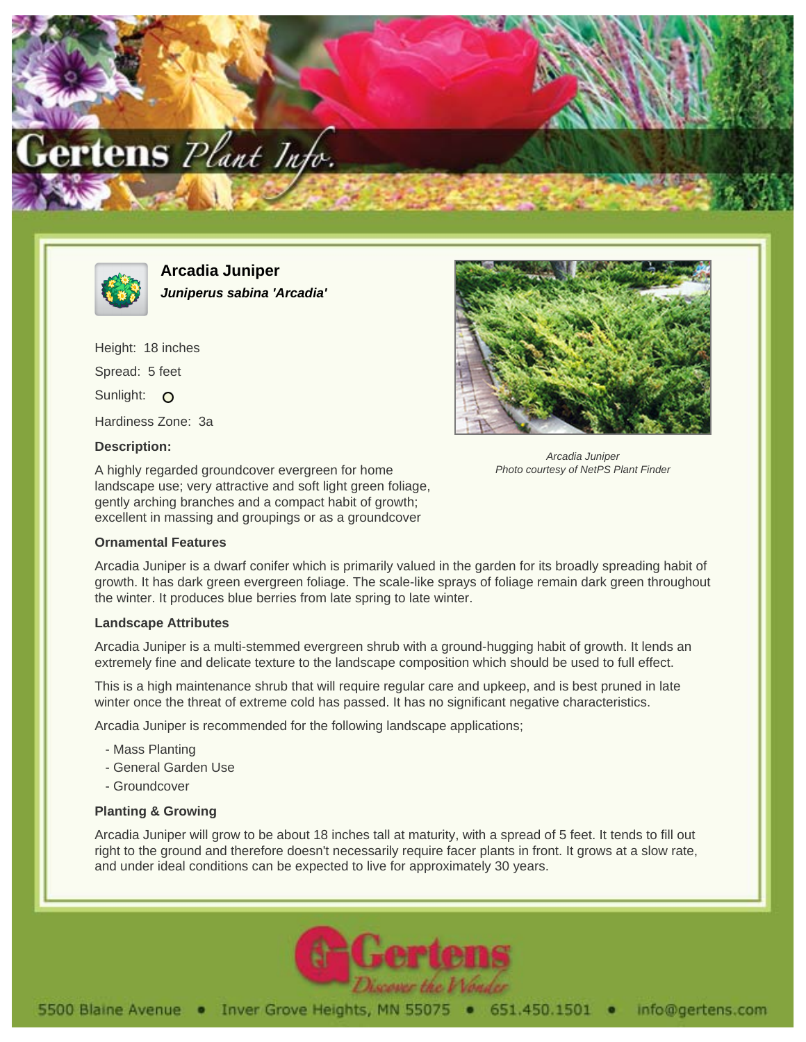# Arcadia Juniper

***Juniperus sabina 'Arcadia'***

Height: 18 inches

Spread: 5 feet

Sunlight: O

Hardiness Zone: 3a

**Description:**

A highly regarded groundcover evergreen for home landscape use; very attractive and soft light green foliage, gently arching branches and a compact habit of growth; excellent in massing and groupings or as a groundcover

*Arcadia Juniper*
*Photo courtesy of NetPS Plant Finder*

### Ornamental Features

Arcadia Juniper is a dwarf conifer which is primarily valued in the garden for its broadly spreading habit of growth. It has dark green evergreen foliage. The scale-like sprays of foliage remain dark green throughout the winter. It produces blue berries from late spring to late winter.

### Landscape Attributes

Arcadia Juniper is a multi-stemmed evergreen shrub with a ground-hugging habit of growth. It lends an extremely fine and delicate texture to the landscape composition which should be used to full effect.

This is a high maintenance shrub that will require regular care and upkeep, and is best pruned in late winter once the threat of extreme cold has passed. It has no significant negative characteristics.

Arcadia Juniper is recommended for the following landscape applications;

- Mass Planting
- General Garden Use
- Groundcover

### Planting & Growing

Arcadia Juniper will grow to be about 18 inches tall at maturity, with a spread of 5 feet. It tends to fill out right to the ground and therefore doesn't necessarily require facer plants in front. It grows at a slow rate, and under ideal conditions can be expected to live for approximately 30 years.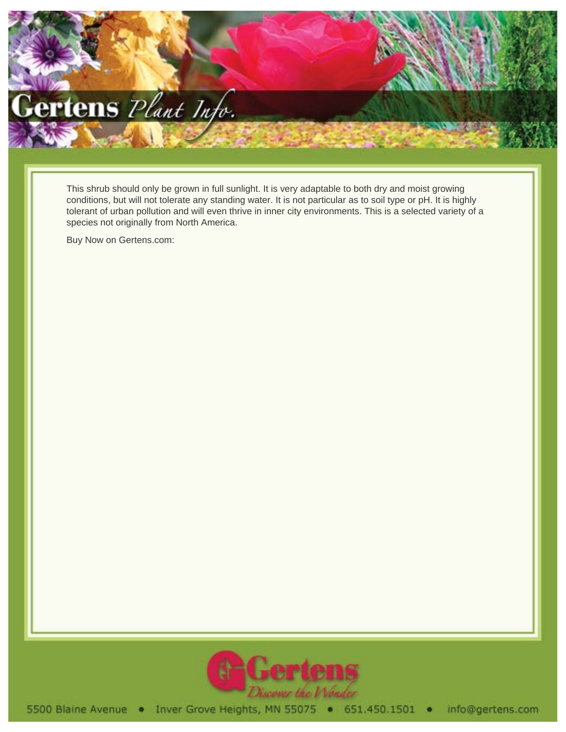This shrub should only be grown in full sunlight. It is very adaptable to both dry and moist growing conditions, but will not tolerate any standing water. It is not particular as to soil type or pH. It is highly tolerant of urban pollution and will even thrive in inner city environments. This is a selected variety of a species not originally from North America.

Buy Now on Gertens.com: